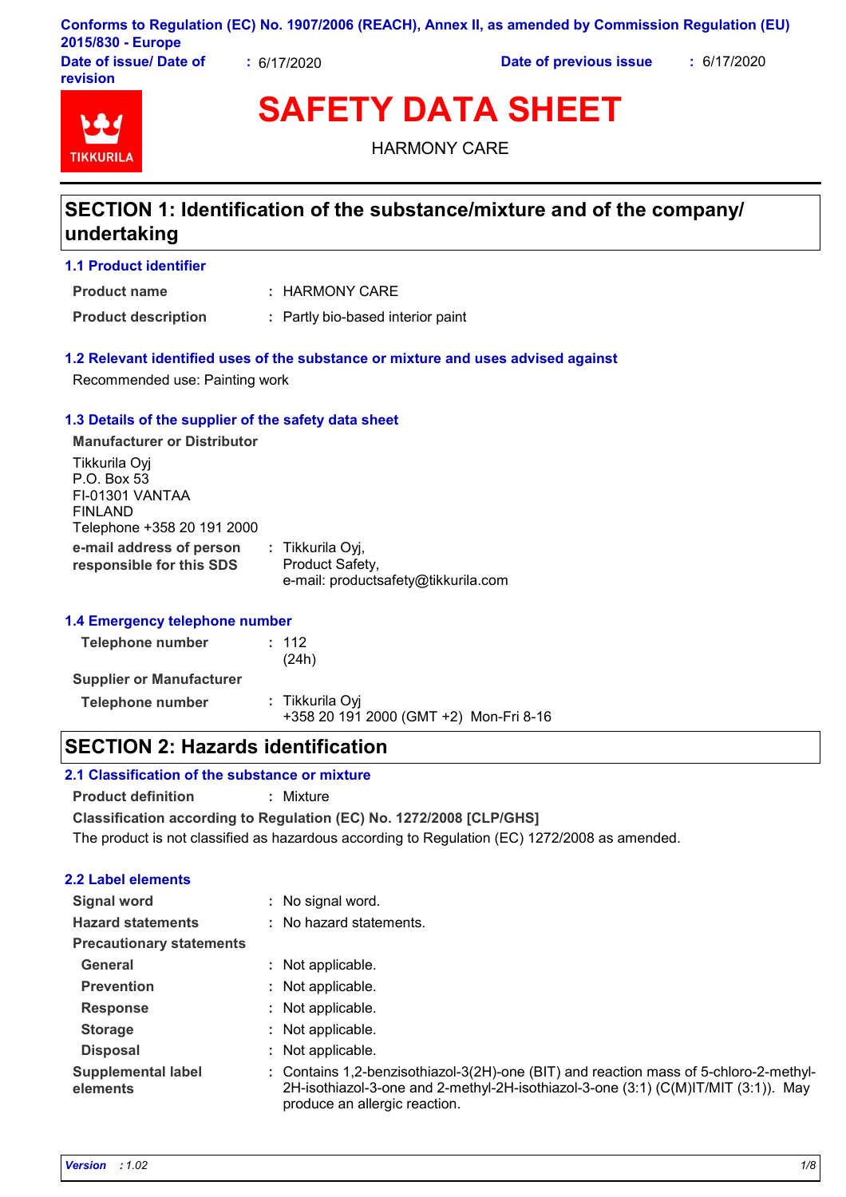Conforms to Regulation (EC) No. 1907/2006 (REACH), Annex II, as amended by Commission Regulation (EU) 2015/830 - Europe

| Date of issue/ Date of revision | : 6/17/2020 | Date of previous issue | : 6/17/2020 |
|---|---|---|---|

# SAFETY DATA SHEET

HARMONY CARE

## SECTION 1: Identification of the substance/mixture and of the company/ undertaking

### 1.1 Product identifier

**Product name** : HARMONY CARE

**Product description** : Partly bio-based interior paint

### 1.2 Relevant identified uses of the substance or mixture and uses advised against

Recommended use: Painting work

### 1.3 Details of the supplier of the safety data sheet

**Manufacturer or Distributor**

Tikkurila Oyj
P.O. Box 53
FI-01301 VANTAA
FINLAND
Telephone +358 20 191 2000

**e-mail address of person responsible for this SDS** : Tikkurila Oyj,
Product Safety,
e-mail: productsafety@tikkurila.com

### 1.4 Emergency telephone number

**Telephone number** : 112
(24h)

**Supplier or Manufacturer**

**Telephone number** : Tikkurila Oyj
+358 20 191 2000 (GMT +2) Mon-Fri 8-16

## SECTION 2: Hazards identification

### 2.1 Classification of the substance or mixture

**Product definition** : Mixture

**Classification according to Regulation (EC) No. 1272/2008 [CLP/GHS]**

The product is not classified as hazardous according to Regulation (EC) 1272/2008 as amended.

### 2.2 Label elements

**Signal word** : No signal word.

**Hazard statements** : No hazard statements.

**Precautionary statements**

**General** : Not applicable.

**Prevention** : Not applicable.

**Response** : Not applicable.

**Storage** : Not applicable.

**Disposal** : Not applicable.

**Supplemental label elements** : Contains 1,2-benzisothiazol-3(2H)-one (BIT) and reaction mass of 5-chloro-2-methyl-2H-isothiazol-3-one and 2-methyl-2H-isothiazol-3-one (3:1) (C(M)IT/MIT (3:1)). May produce an allergic reaction.

*Version* : 1.02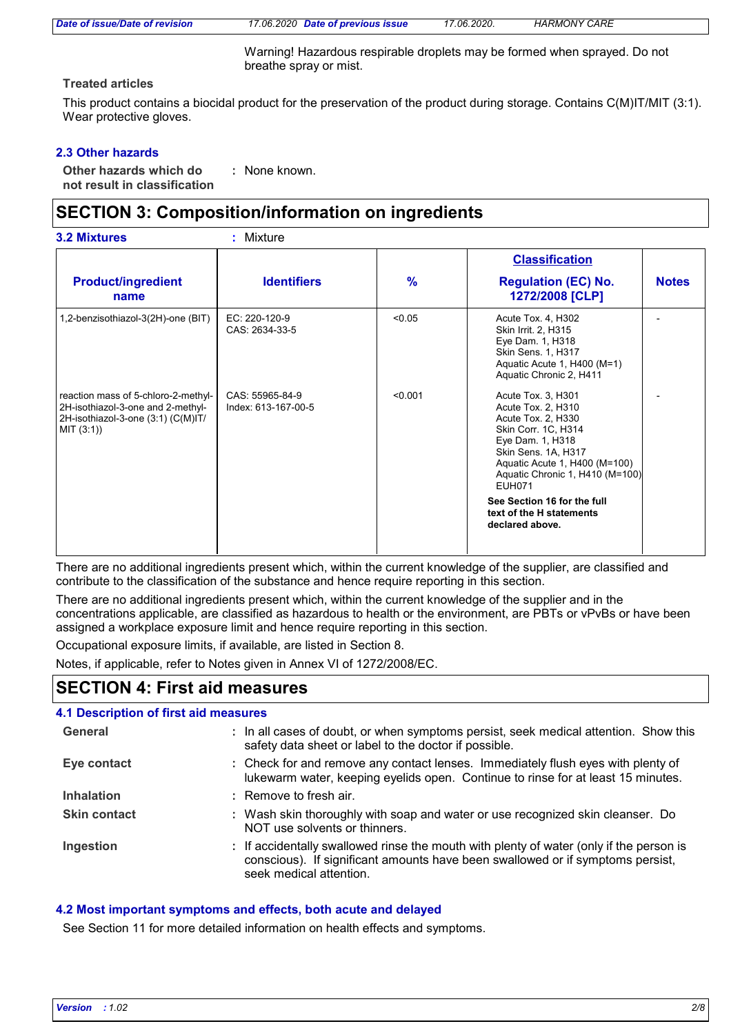Warning! Hazardous respirable droplets may be formed when sprayed. Do not breathe spray or mist.

**Treated articles**

This product contains a biocidal product for the preservation of the product during storage. Contains C(M)IT/MIT (3:1). Wear protective gloves.

### 2.3 Other hazards

**Other hazards which do not result in classification** : None known.

## SECTION 3: Composition/information on ingredients

**3.2 Mixtures** : Mixture

| Product/ingredient name | Identifiers | % | Classification Regulation (EC) No. 1272/2008 [CLP] | Notes |
|---|---|---|---|---|
| 1,2-benzisothiazol-3(2H)-one (BIT) | EC: 220-120-9<br>CAS: 2634-33-5 | <0.05 | Acute Tox. 4, H302<br>Skin Irrit. 2, H315<br>Eye Dam. 1, H318<br>Skin Sens. 1, H317<br>Aquatic Acute 1, H400 (M=1)<br>Aquatic Chronic 2, H411 | - |
| reaction mass of 5-chloro-2-methyl-2H-isothiazol-3-one and 2-methyl-2H-isothiazol-3-one (3:1) (C(M)IT/MIT (3:1)) | CAS: 55965-84-9<br>Index: 613-167-00-5 | <0.001 | Acute Tox. 3, H301<br>Acute Tox. 2, H310<br>Acute Tox. 2, H330<br>Skin Corr. 1C, H314<br>Eye Dam. 1, H318<br>Skin Sens. 1A, H317<br>Aquatic Acute 1, H400 (M=100)<br>Aquatic Chronic 1, H410 (M=100)<br>EUH071<br>**See Section 16 for the full text of the H statements declared above.** | - |

There are no additional ingredients present which, within the current knowledge of the supplier, are classified and contribute to the classification of the substance and hence require reporting in this section.

There are no additional ingredients present which, within the current knowledge of the supplier and in the concentrations applicable, are classified as hazardous to health or the environment, are PBTs or vPvBs or have been assigned a workplace exposure limit and hence require reporting in this section.

Occupational exposure limits, if available, are listed in Section 8.

Notes, if applicable, refer to Notes given in Annex VI of 1272/2008/EC.

## SECTION 4: First aid measures

### 4.1 Description of first aid measures

**General** : In all cases of doubt, or when symptoms persist, seek medical attention. Show this safety data sheet or label to the doctor if possible.

**Eye contact** : Check for and remove any contact lenses. Immediately flush eyes with plenty of lukewarm water, keeping eyelids open. Continue to rinse for at least 15 minutes.

**Inhalation** : Remove to fresh air.

**Skin contact** : Wash skin thoroughly with soap and water or use recognized skin cleanser. Do NOT use solvents or thinners.

**Ingestion** : If accidentally swallowed rinse the mouth with plenty of water (only if the person is conscious). If significant amounts have been swallowed or if symptoms persist, seek medical attention.

### 4.2 Most important symptoms and effects, both acute and delayed

See Section 11 for more detailed information on health effects and symptoms.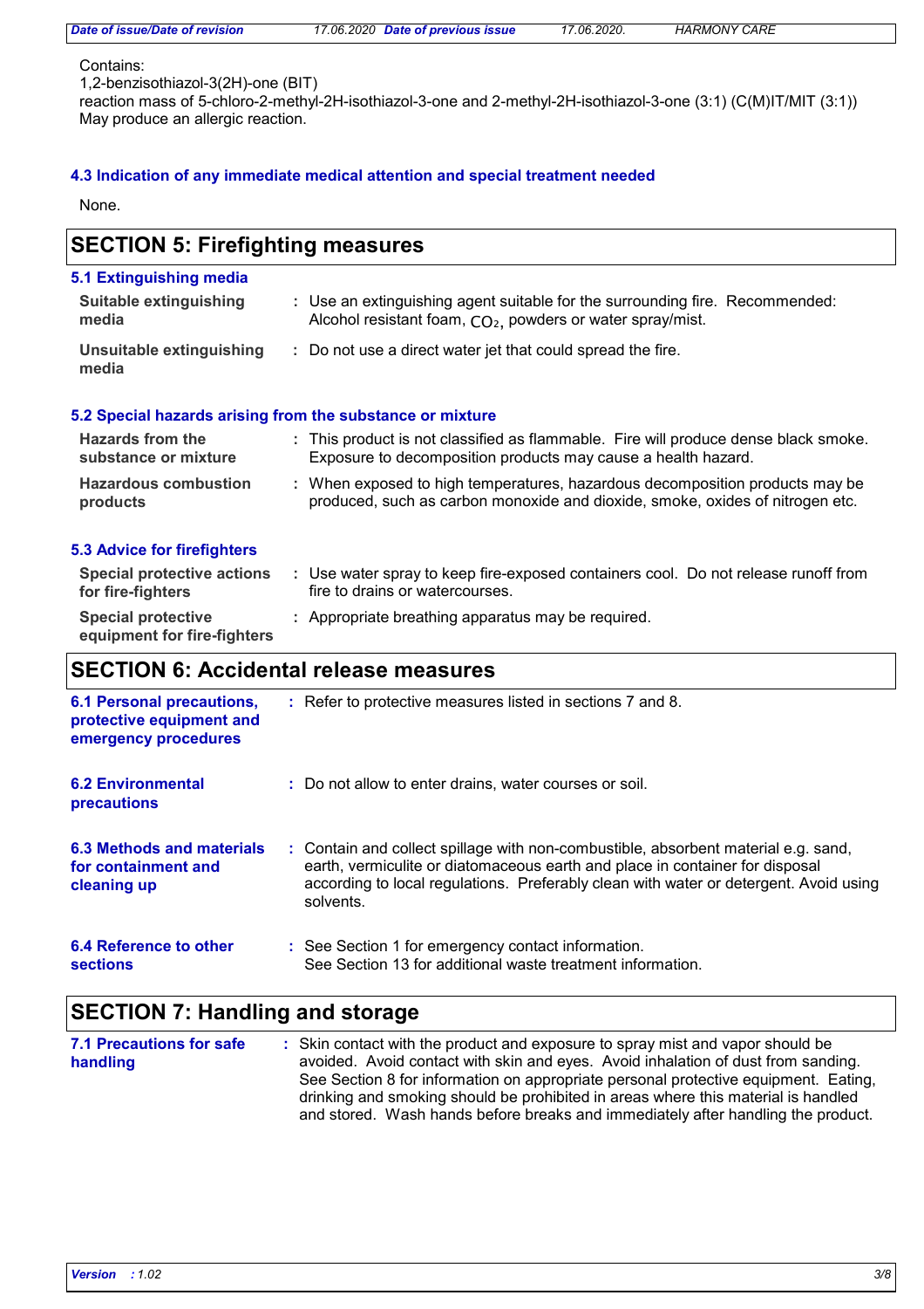Contains:
1,2-benzisothiazol-3(2H)-one (BIT)
reaction mass of 5-chloro-2-methyl-2H-isothiazol-3-one and 2-methyl-2H-isothiazol-3-one (3:1) (C(M)IT/MIT (3:1))
May produce an allergic reaction.

### 4.3 Indication of any immediate medical attention and special treatment needed

None.

## SECTION 5: Firefighting measures

### 5.1 Extinguishing media

**Suitable extinguishing media** : Use an extinguishing agent suitable for the surrounding fire. Recommended: Alcohol resistant foam, $CO_2$, powders or water spray/mist.

**Unsuitable extinguishing media** : Do not use a direct water jet that could spread the fire.

### 5.2 Special hazards arising from the substance or mixture

**Hazards from the substance or mixture** : This product is not classified as flammable. Fire will produce dense black smoke. Exposure to decomposition products may cause a health hazard.

**Hazardous combustion products** : When exposed to high temperatures, hazardous decomposition products may be produced, such as carbon monoxide and dioxide, smoke, oxides of nitrogen etc.

### 5.3 Advice for firefighters

**Special protective actions for fire-fighters** : Use water spray to keep fire-exposed containers cool. Do not release runoff from fire to drains or watercourses.

**Special protective equipment for fire-fighters** : Appropriate breathing apparatus may be required.

## SECTION 6: Accidental release measures

**6.1 Personal precautions, protective equipment and emergency procedures** : Refer to protective measures listed in sections 7 and 8.

**6.2 Environmental precautions** : Do not allow to enter drains, water courses or soil.

**6.3 Methods and materials for containment and cleaning up** : Contain and collect spillage with non-combustible, absorbent material e.g. sand, earth, vermiculite or diatomaceous earth and place in container for disposal according to local regulations. Preferably clean with water or detergent. Avoid using solvents.

**6.4 Reference to other sections** : See Section 1 for emergency contact information.
See Section 13 for additional waste treatment information.

## SECTION 7: Handling and storage

**7.1 Precautions for safe handling** : Skin contact with the product and exposure to spray mist and vapor should be avoided. Avoid contact with skin and eyes. Avoid inhalation of dust from sanding. See Section 8 for information on appropriate personal protective equipment. Eating, drinking and smoking should be prohibited in areas where this material is handled and stored. Wash hands before breaks and immediately after handling the product.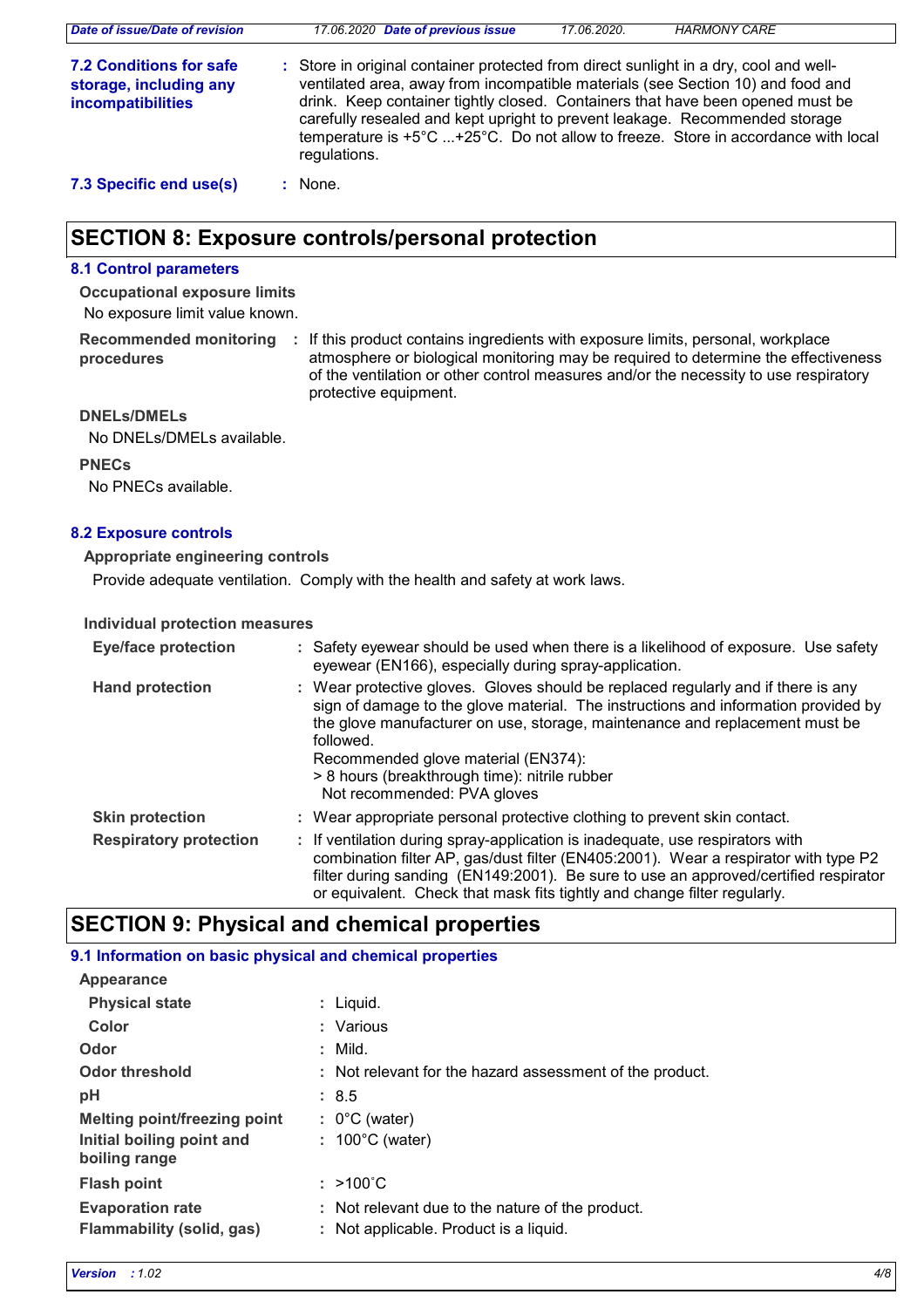**7.2 Conditions for safe storage, including any incompatibilities** : Store in original container protected from direct sunlight in a dry, cool and well-ventilated area, away from incompatible materials (see Section 10) and food and drink. Keep container tightly closed. Containers that have been opened must be carefully resealed and kept upright to prevent leakage. Recommended storage temperature is +5°C ...+25°C. Do not allow to freeze. Store in accordance with local regulations.

**7.3 Specific end use(s)** : None.

# SECTION 8: Exposure controls/personal protection

## 8.1 Control parameters

**Occupational exposure limits**

No exposure limit value known.

**Recommended monitoring procedures** : If this product contains ingredients with exposure limits, personal, workplace atmosphere or biological monitoring may be required to determine the effectiveness of the ventilation or other control measures and/or the necessity to use respiratory protective equipment.

**DNELs/DMELs**

No DNELs/DMELs available.

**PNECs**

No PNECs available.

## 8.2 Exposure controls

**Appropriate engineering controls**

Provide adequate ventilation. Comply with the health and safety at work laws.

**Individual protection measures**

**Eye/face protection** : Safety eyewear should be used when there is a likelihood of exposure. Use safety eyewear (EN166), especially during spray-application.

**Hand protection** : Wear protective gloves. Gloves should be replaced regularly and if there is any sign of damage to the glove material. The instructions and information provided by the glove manufacturer on use, storage, maintenance and replacement must be followed.
Recommended glove material (EN374):
> 8 hours (breakthrough time): nitrile rubber
Not recommended: PVA gloves

**Skin protection** : Wear appropriate personal protective clothing to prevent skin contact.

**Respiratory protection** : If ventilation during spray-application is inadequate, use respirators with combination filter AP, gas/dust filter (EN405:2001). Wear a respirator with type P2 filter during sanding (EN149:2001). Be sure to use an approved/certified respirator or equivalent. Check that mask fits tightly and change filter regularly.

# SECTION 9: Physical and chemical properties

## 9.1 Information on basic physical and chemical properties

**Appearance**

**Physical state** : Liquid.

**Color** : Various

**Odor** : Mild.

**Odor threshold** : Not relevant for the hazard assessment of the product.

**pH** : 8.5

**Melting point/freezing point** : 0°C (water)

**Initial boiling point and boiling range** : 100°C (water)

**Flash point** : >100°C

**Evaporation rate** : Not relevant due to the nature of the product.

**Flammability (solid, gas)** : Not applicable. Product is a liquid.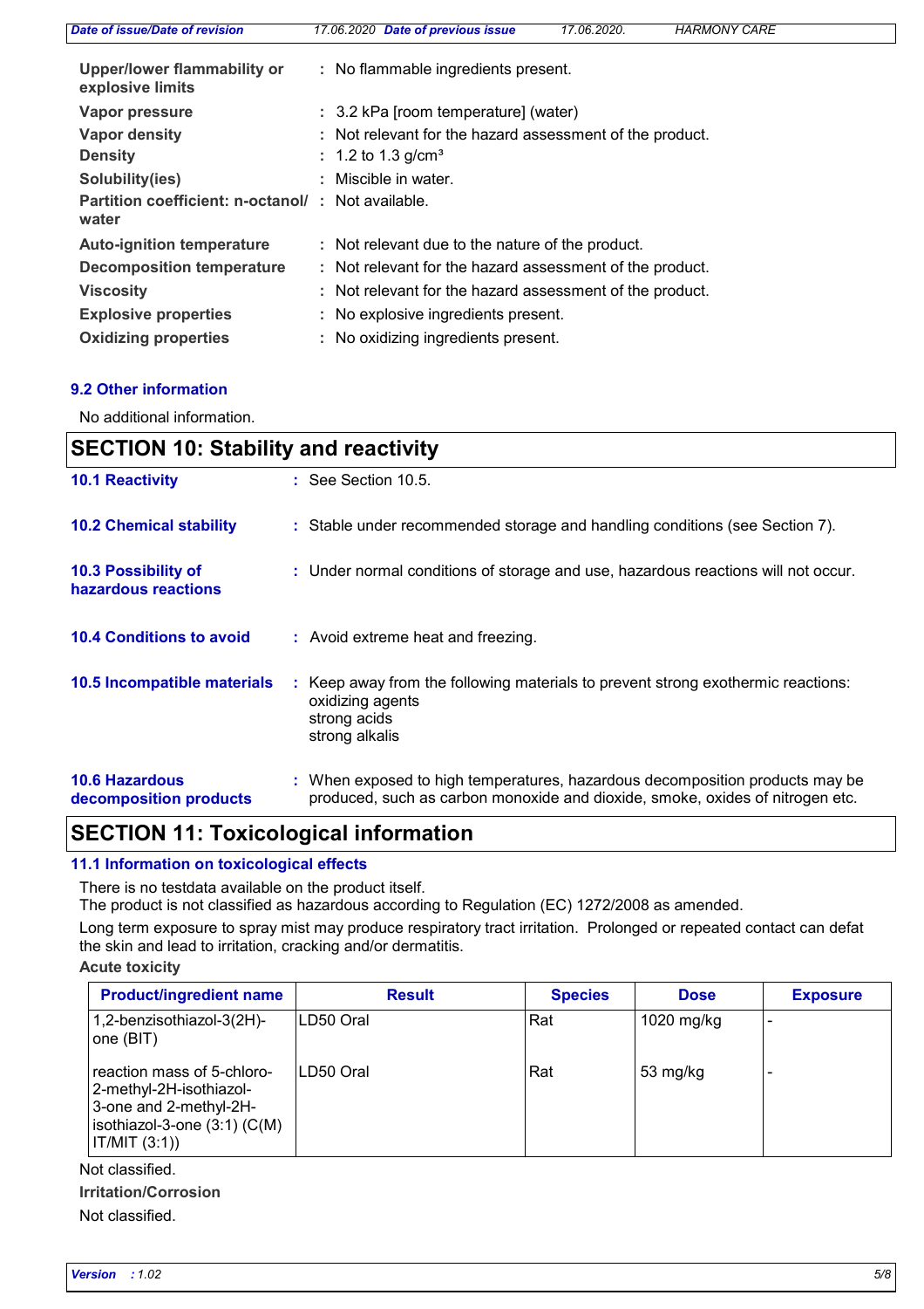| | | |
|---|---|---|
| **Upper/lower flammability or explosive limits** | : | No flammable ingredients present. |
| **Vapor pressure** | : | 3.2 kPa [room temperature] (water) |
| **Vapor density** | : | Not relevant for the hazard assessment of the product. |
| **Density** | : | 1.2 to 1.3 g/cm³ |
| **Solubility(ies)** | : | Miscible in water. |
| **Partition coefficient: n-octanol/ water** | : | Not available. |
| **Auto-ignition temperature** | : | Not relevant due to the nature of the product. |
| **Decomposition temperature** | : | Not relevant for the hazard assessment of the product. |
| **Viscosity** | : | Not relevant for the hazard assessment of the product. |
| **Explosive properties** | : | No explosive ingredients present. |
| **Oxidizing properties** | : | No oxidizing ingredients present. |

### 9.2 Other information

No additional information.

## SECTION 10: Stability and reactivity

**10.1 Reactivity** : See Section 10.5.

**10.2 Chemical stability** : Stable under recommended storage and handling conditions (see Section 7).

**10.3 Possibility of hazardous reactions** : Under normal conditions of storage and use, hazardous reactions will not occur.

**10.4 Conditions to avoid** : Avoid extreme heat and freezing.

**10.5 Incompatible materials** : Keep away from the following materials to prevent strong exothermic reactions:
oxidizing agents
strong acids
strong alkalis

**10.6 Hazardous decomposition products** : When exposed to high temperatures, hazardous decomposition products may be produced, such as carbon monoxide and dioxide, smoke, oxides of nitrogen etc.

## SECTION 11: Toxicological information

### 11.1 Information on toxicological effects

There is no testdata available on the product itself.
The product is not classified as hazardous according to Regulation (EC) 1272/2008 as amended.

Long term exposure to spray mist may produce respiratory tract irritation. Prolonged or repeated contact can defat the skin and lead to irritation, cracking and/or dermatitis.

**Acute toxicity**

| Product/ingredient name | Result | Species | Dose | Exposure |
|---|---|---|---|---|
| 1,2-benzisothiazol-3(2H)-one (BIT) | LD50 Oral | Rat | 1020 mg/kg | - |
| reaction mass of 5-chloro-2-methyl-2H-isothiazol-3-one and 2-methyl-2H-isothiazol-3-one (3:1) (C(M)IT/MIT (3:1)) | LD50 Oral | Rat | 53 mg/kg | - |

Not classified.

**Irritation/Corrosion**

Not classified.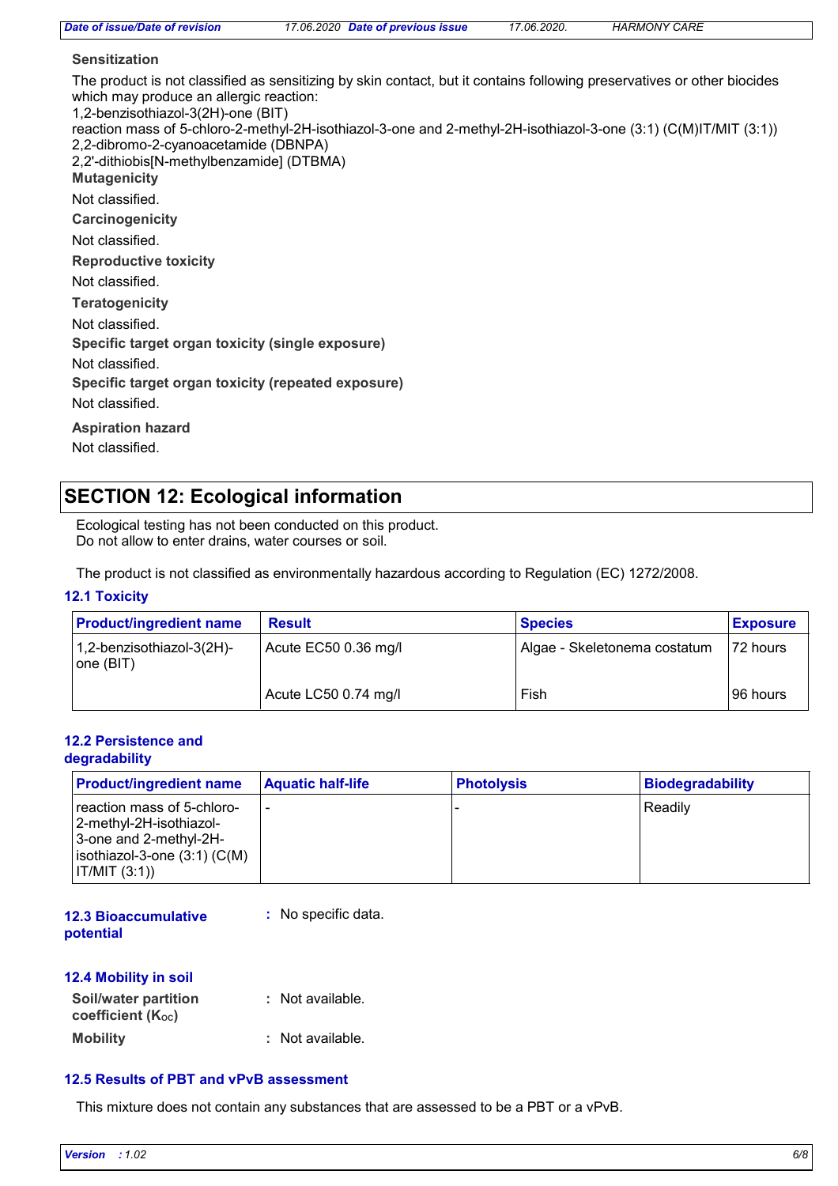**Sensitization**

The product is not classified as sensitizing by skin contact, but it contains following preservatives or other biocides which may produce an allergic reaction:
1,2-benzisothiazol-3(2H)-one (BIT)
reaction mass of 5-chloro-2-methyl-2H-isothiazol-3-one and 2-methyl-2H-isothiazol-3-one (3:1) (C(M)IT/MIT (3:1))
2,2-dibromo-2-cyanoacetamide (DBNPA)
2,2'-dithiobis[N-methylbenzamide] (DTBMA)

**Mutagenicity**

Not classified.

**Carcinogenicity**

Not classified.

**Reproductive toxicity**

Not classified.

**Teratogenicity**

Not classified.

**Specific target organ toxicity (single exposure)**

Not classified.

**Specific target organ toxicity (repeated exposure)**

Not classified.

**Aspiration hazard**

Not classified.

## SECTION 12: Ecological information

Ecological testing has not been conducted on this product.
Do not allow to enter drains, water courses or soil.

The product is not classified as environmentally hazardous according to Regulation (EC) 1272/2008.

### 12.1 Toxicity

| Product/ingredient name | Result | Species | Exposure |
|---|---|---|---|
| 1,2-benzisothiazol-3(2H)-one (BIT) | Acute EC50 0.36 mg/l | Algae - Skeletonema costatum | 72 hours |
| | Acute LC50 0.74 mg/l | Fish | 96 hours |

### 12.2 Persistence and degradability

| Product/ingredient name | Aquatic half-life | Photolysis | Biodegradability |
|---|---|---|---|
| reaction mass of 5-chloro-2-methyl-2H-isothiazol-3-one and 2-methyl-2H-isothiazol-3-one (3:1) (C(M)IT/MIT (3:1)) | - | - | Readily |

### 12.3 Bioaccumulative potential

: No specific data.

### 12.4 Mobility in soil

**Soil/water partition coefficient ($K_{OC}$)** : Not available.

**Mobility** : Not available.

### 12.5 Results of PBT and vPvB assessment

This mixture does not contain any substances that are assessed to be a PBT or a vPvB.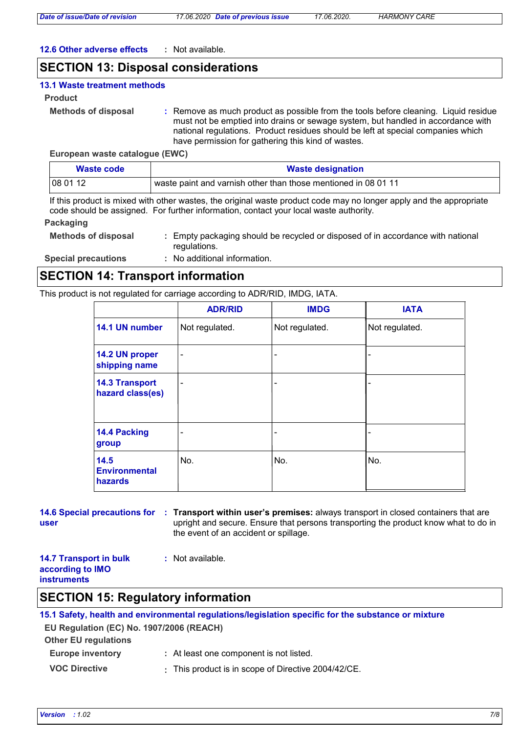**12.6 Other adverse effects** : Not available.

## SECTION 13: Disposal considerations

### 13.1 Waste treatment methods

**Product**

**Methods of disposal** : Remove as much product as possible from the tools before cleaning. Liquid residue must not be emptied into drains or sewage system, but handled in accordance with national regulations. Product residues should be left at special companies which have permission for gathering this kind of wastes.

**European waste catalogue (EWC)**

| Waste code | Waste designation |
|---|---|
| 08 01 12 | waste paint and varnish other than those mentioned in 08 01 11 |

If this product is mixed with other wastes, the original waste product code may no longer apply and the appropriate code should be assigned. For further information, contact your local waste authority.

**Packaging**

**Methods of disposal** : Empty packaging should be recycled or disposed of in accordance with national regulations.

**Special precautions** : No additional information.

## SECTION 14: Transport information

This product is not regulated for carriage according to ADR/RID, IMDG, IATA.

| | ADR/RID | IMDG | IATA |
|---|---|---|---|
| **14.1 UN number** | Not regulated. | Not regulated. | Not regulated. |
| **14.2 UN proper shipping name** | - | - | - |
| **14.3 Transport hazard class(es)** | - | - | - |
| **14.4 Packing group** | - | - | - |
| **14.5 Environmental hazards** | No. | No. | No. |

**14.6 Special precautions for user** : **Transport within user's premises:** always transport in closed containers that are upright and secure. Ensure that persons transporting the product know what to do in the event of an accident or spillage.

**14.7 Transport in bulk according to IMO instruments** : Not available.

## SECTION 15: Regulatory information

### 15.1 Safety, health and environmental regulations/legislation specific for the substance or mixture

**EU Regulation (EC) No. 1907/2006 (REACH)**

**Other EU regulations**

**Europe inventory** : At least one component is not listed.

**VOC Directive** : This product is in scope of Directive 2004/42/CE.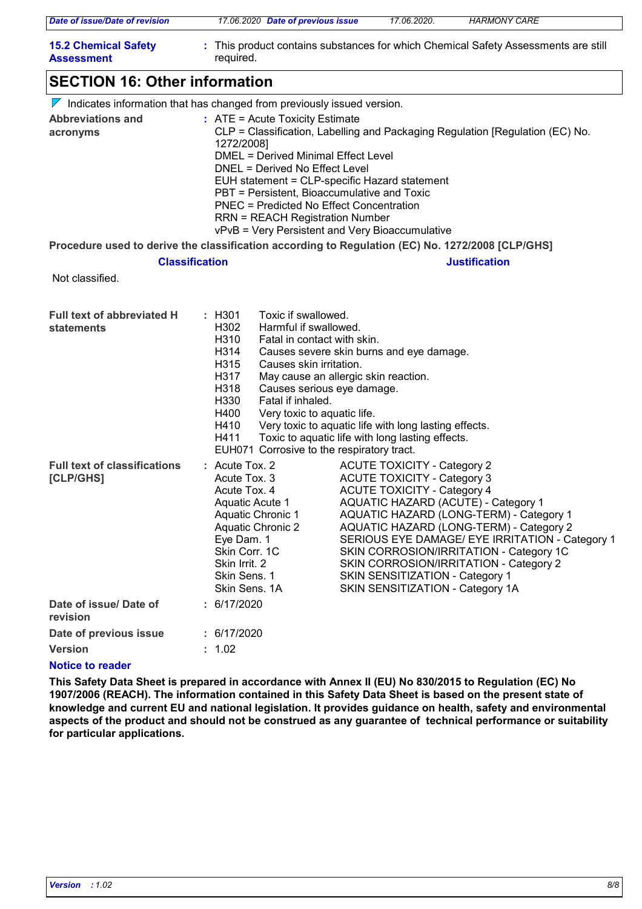**15.2 Chemical Safety Assessment** : This product contains substances for which Chemical Safety Assessments are still required.

## SECTION 16: Other information

Indicates information that has changed from previously issued version.

**Abbreviations and acronyms** : ATE = Acute Toxicity Estimate
CLP = Classification, Labelling and Packaging Regulation [Regulation (EC) No. 1272/2008]
DMEL = Derived Minimal Effect Level
DNEL = Derived No Effect Level
EUH statement = CLP-specific Hazard statement
PBT = Persistent, Bioaccumulative and Toxic
PNEC = Predicted No Effect Concentration
RRN = REACH Registration Number
vPvB = Very Persistent and Very Bioaccumulative

**Procedure used to derive the classification according to Regulation (EC) No. 1272/2008 [CLP/GHS]**

| Classification | Justification |
|---|---|
| Not classified. | |

**Full text of abbreviated H statements** :

| | |
|---|---|
| H301 | Toxic if swallowed. |
| H302 | Harmful if swallowed. |
| H310 | Fatal in contact with skin. |
| H314 | Causes severe skin burns and eye damage. |
| H315 | Causes skin irritation. |
| H317 | May cause an allergic skin reaction. |
| H318 | Causes serious eye damage. |
| H330 | Fatal if inhaled. |
| H400 | Very toxic to aquatic life. |
| H410 | Very toxic to aquatic life with long lasting effects. |
| H411 | Toxic to aquatic life with long lasting effects. |
| EUH071 | Corrosive to the respiratory tract. |

**Full text of classifications [CLP/GHS]** :

| | |
|---|---|
| Acute Tox. 2 | ACUTE TOXICITY - Category 2 |
| Acute Tox. 3 | ACUTE TOXICITY - Category 3 |
| Acute Tox. 4 | ACUTE TOXICITY - Category 4 |
| Aquatic Acute 1 | AQUATIC HAZARD (ACUTE) - Category 1 |
| Aquatic Chronic 1 | AQUATIC HAZARD (LONG-TERM) - Category 1 |
| Aquatic Chronic 2 | AQUATIC HAZARD (LONG-TERM) - Category 2 |
| Eye Dam. 1 | SERIOUS EYE DAMAGE/ EYE IRRITATION - Category 1 |
| Skin Corr. 1C | SKIN CORROSION/IRRITATION - Category 1C |
| Skin Irrit. 2 | SKIN CORROSION/IRRITATION - Category 2 |
| Skin Sens. 1 | SKIN SENSITIZATION - Category 1 |
| Skin Sens. 1A | SKIN SENSITIZATION - Category 1A |

**Date of issue/ Date of revision** : 6/17/2020

**Date of previous issue** : 6/17/2020

**Version** : 1.02

**Notice to reader**

**This Safety Data Sheet is prepared in accordance with Annex II (EU) No 830/2015 to Regulation (EC) No 1907/2006 (REACH). The information contained in this Safety Data Sheet is based on the present state of knowledge and current EU and national legislation. It provides guidance on health, safety and environmental aspects of the product and should not be construed as any guarantee of technical performance or suitability for particular applications.**